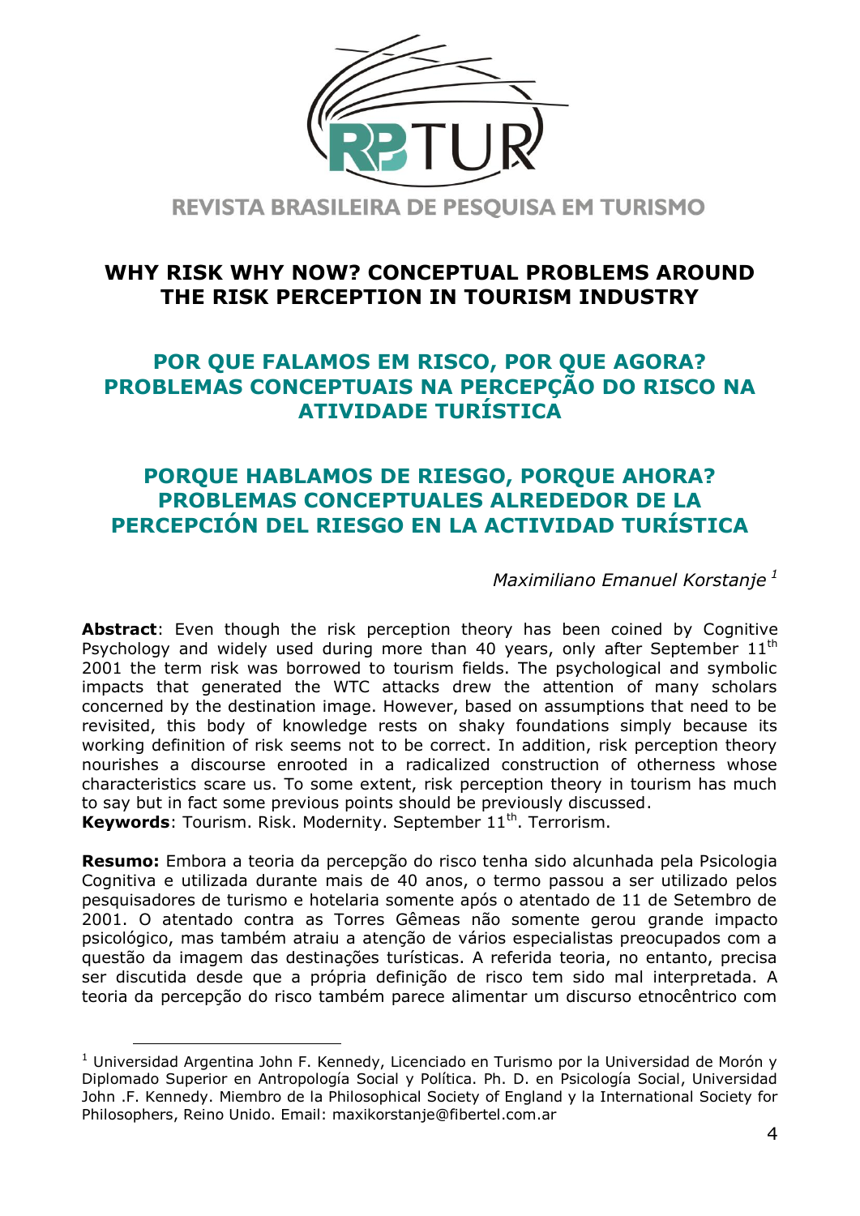REVISTA BRASILEIRA DE PESQUISA EM TURISMO

# WHY RISK WHY NOW? CONCEPTUAL PROBLEMS AROUND THE RISK PERCEPTION IN TOURISM INDUSTRY

# POR QUE FALAMOS EM RISCO, POR QUE AGORA? PROBLEMAS CONCEPTUAIS NA PERCEPÇÃO DO RISCO NA ATIVIDADE TURÍSTICA

# PORQUE HABLAMOS DE RIESGO, PORQUE AHORA? PROBLEMAS CONCEPTUALES ALREDEDOR DE LA PERCEPCIÓN DEL RIESGO EN LA ACTIVIDAD TURÍSTICA

*Maximiliano Emanuel Korstanje* [1]

**Abstract**: Even though the risk perception theory has been coined by Cognitive Psychology and widely used during more than 40 years, only after September 11th 2001 the term risk was borrowed to tourism fields. The psychological and symbolic impacts that generated the WTC attacks drew the attention of many scholars concerned by the destination image. However, based on assumptions that need to be revisited, this body of knowledge rests on shaky foundations simply because its working definition of risk seems not to be correct. In addition, risk perception theory nourishes a discourse enrooted in a radicalized construction of otherness whose characteristics scare us. To some extent, risk perception theory in tourism has much to say but in fact some previous points should be previously discussed.
**Keywords**: Tourism. Risk. Modernity. September 11th. Terrorism.

**Resumo:** Embora a teoria da percepção do risco tenha sido alcunhada pela Psicologia Cognitiva e utilizada durante mais de 40 anos, o termo passou a ser utilizado pelos pesquisadores de turismo e hotelaria somente após o atentado de 11 de Setembro de 2001. O atentado contra as Torres Gêmeas não somente gerou grande impacto psicológico, mas também atraiu a atenção de vários especialistas preocupados com a questão da imagem das destinações turísticas. A referida teoria, no entanto, precisa ser discutida desde que a própria definição de risco tem sido mal interpretada. A teoria da percepção do risco também parece alimentar um discurso etnocêntrico com

---

[1] Universidad Argentina John F. Kennedy, Licenciado en Turismo por la Universidad de Morón y Diplomado Superior en Antropología Social y Política. Ph. D. en Psicología Social, Universidad John .F. Kennedy. Miembro de la Philosophical Society of England y la International Society for Philosophers, Reino Unido. Email: maxikorstanje@fibertel.com.ar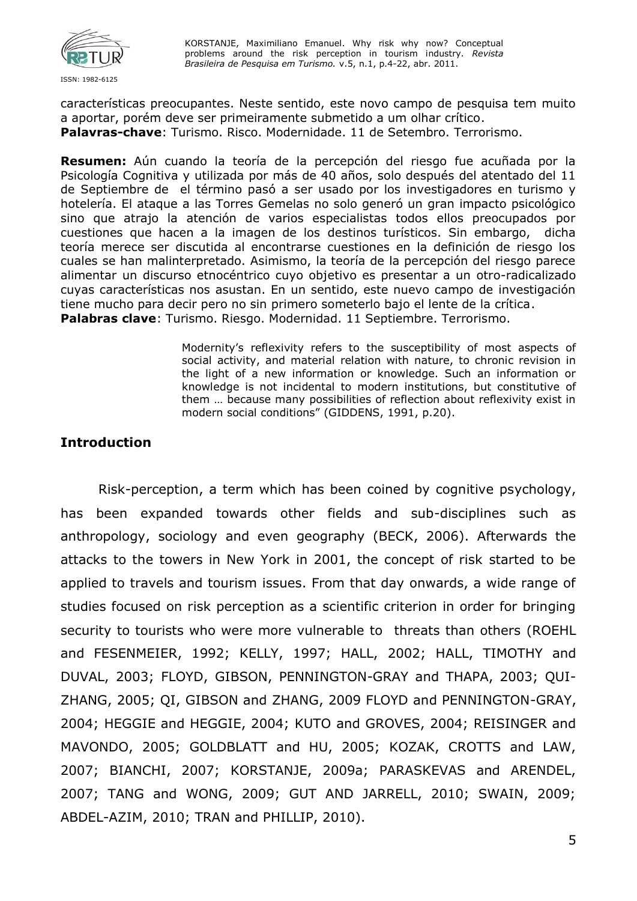características preocupantes. Neste sentido, este novo campo de pesquisa tem muito a aportar, porém deve ser primeiramente submetido a um olhar crítico.
**Palavras-chave**: Turismo. Risco. Modernidade. 11 de Setembro. Terrorismo.

**Resumen:** Aún cuando la teoría de la percepción del riesgo fue acuñada por la Psicología Cognitiva y utilizada por más de 40 años, solo después del atentado del 11 de Septiembre de  el término pasó a ser usado por los investigadores en turismo y hotelería. El ataque a las Torres Gemelas no solo generó un gran impacto psicológico sino que atrajo la atención de varios especialistas todos ellos preocupados por cuestiones que hacen a la imagen de los destinos turísticos. Sin embargo,  dicha teoría merece ser discutida al encontrarse cuestiones en la definición de riesgo los cuales se han malinterpretado. Asimismo, la teoría de la percepción del riesgo parece alimentar un discurso etnocéntrico cuyo objetivo es presentar a un otro-radicalizado cuyas características nos asustan. En un sentido, este nuevo campo de investigación tiene mucho para decir pero no sin primero someterlo bajo el lente de la crítica.
**Palabras clave**: Turismo. Riesgo. Modernidad. 11 Septiembre. Terrorismo.

> Modernity's reflexivity refers to the susceptibility of most aspects of social activity, and material relation with nature, to chronic revision in the light of a new information or knowledge. Such an information or knowledge is not incidental to modern institutions, but constitutive of them … because many possibilities of reflection about reflexivity exist in modern social conditions" (GIDDENS, 1991, p.20).

## Introduction

Risk-perception, a term which has been coined by cognitive psychology, has been expanded towards other fields and sub-disciplines such as anthropology, sociology and even geography (BECK, 2006). Afterwards the attacks to the towers in New York in 2001, the concept of risk started to be applied to travels and tourism issues. From that day onwards, a wide range of studies focused on risk perception as a scientific criterion in order for bringing security to tourists who were more vulnerable to  threats than others (ROEHL and FESENMEIER, 1992; KELLY, 1997; HALL, 2002; HALL, TIMOTHY and DUVAL, 2003; FLOYD, GIBSON, PENNINGTON-GRAY and THAPA, 2003; QUI-ZHANG, 2005; QI, GIBSON and ZHANG, 2009 FLOYD and PENNINGTON-GRAY, 2004; HEGGIE and HEGGIE, 2004; KUTO and GROVES, 2004; REISINGER and MAVONDO, 2005; GOLDBLATT and HU, 2005; KOZAK, CROTTS and LAW, 2007; BIANCHI, 2007; KORSTANJE, 2009a; PARASKEVAS and ARENDEL, 2007; TANG and WONG, 2009; GUT AND JARRELL, 2010; SWAIN, 2009; ABDEL-AZIM, 2010; TRAN and PHILLIP, 2010).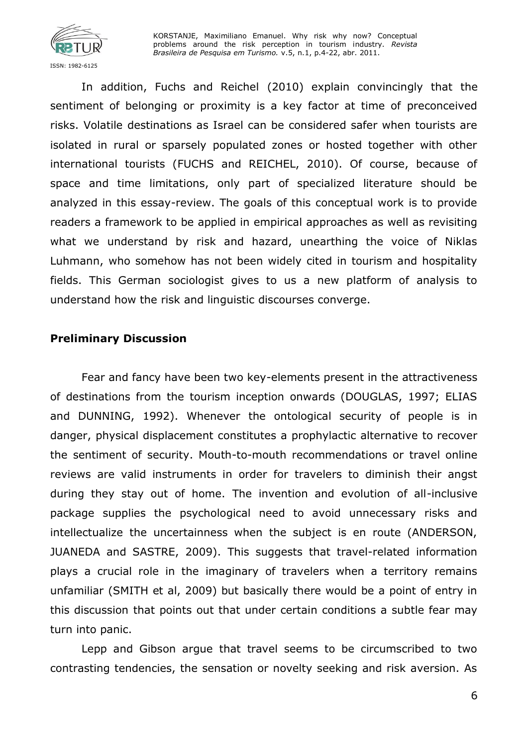In addition, Fuchs and Reichel (2010) explain convincingly that the sentiment of belonging or proximity is a key factor at time of preconceived risks. Volatile destinations as Israel can be considered safer when tourists are isolated in rural or sparsely populated zones or hosted together with other international tourists (FUCHS and REICHEL, 2010). Of course, because of space and time limitations, only part of specialized literature should be analyzed in this essay-review. The goals of this conceptual work is to provide readers a framework to be applied in empirical approaches as well as revisiting what we understand by risk and hazard, unearthing the voice of Niklas Luhmann, who somehow has not been widely cited in tourism and hospitality fields. This German sociologist gives to us a new platform of analysis to understand how the risk and linguistic discourses converge.

**Preliminary Discussion**

Fear and fancy have been two key-elements present in the attractiveness of destinations from the tourism inception onwards (DOUGLAS, 1997; ELIAS and DUNNING, 1992). Whenever the ontological security of people is in danger, physical displacement constitutes a prophylactic alternative to recover the sentiment of security. Mouth-to-mouth recommendations or travel online reviews are valid instruments in order for travelers to diminish their angst during they stay out of home. The invention and evolution of all-inclusive package supplies the psychological need to avoid unnecessary risks and intellectualize the uncertainness when the subject is en route (ANDERSON, JUANEDA and SASTRE, 2009). This suggests that travel-related information plays a crucial role in the imaginary of travelers when a territory remains unfamiliar (SMITH et al, 2009) but basically there would be a point of entry in this discussion that points out that under certain conditions a subtle fear may turn into panic.

Lepp and Gibson argue that travel seems to be circumscribed to two contrasting tendencies, the sensation or novelty seeking and risk aversion. As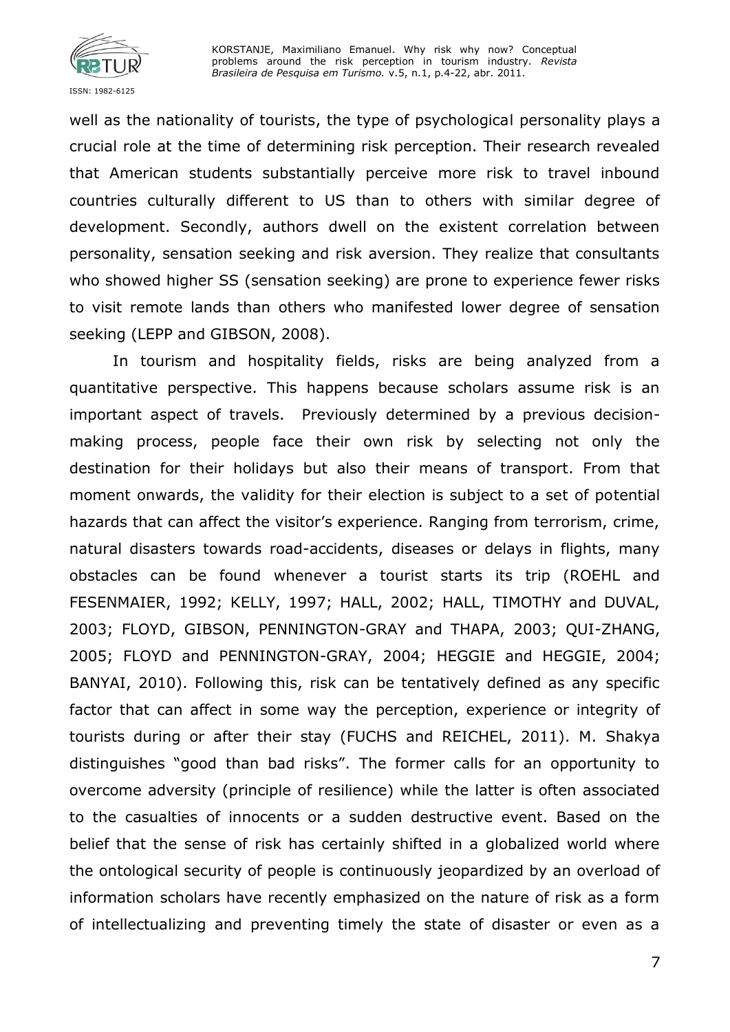well as the nationality of tourists, the type of psychological personality plays a crucial role at the time of determining risk perception. Their research revealed that American students substantially perceive more risk to travel inbound countries culturally different to US than to others with similar degree of development. Secondly, authors dwell on the existent correlation between personality, sensation seeking and risk aversion. They realize that consultants who showed higher SS (sensation seeking) are prone to experience fewer risks to visit remote lands than others who manifested lower degree of sensation seeking (LEPP and GIBSON, 2008).

In tourism and hospitality fields, risks are being analyzed from a quantitative perspective. This happens because scholars assume risk is an important aspect of travels. Previously determined by a previous decision-making process, people face their own risk by selecting not only the destination for their holidays but also their means of transport. From that moment onwards, the validity for their election is subject to a set of potential hazards that can affect the visitor's experience. Ranging from terrorism, crime, natural disasters towards road-accidents, diseases or delays in flights, many obstacles can be found whenever a tourist starts its trip (ROEHL and FESENMAIER, 1992; KELLY, 1997; HALL, 2002; HALL, TIMOTHY and DUVAL, 2003; FLOYD, GIBSON, PENNINGTON-GRAY and THAPA, 2003; QUI-ZHANG, 2005; FLOYD and PENNINGTON-GRAY, 2004; HEGGIE and HEGGIE, 2004; BANYAI, 2010). Following this, risk can be tentatively defined as any specific factor that can affect in some way the perception, experience or integrity of tourists during or after their stay (FUCHS and REICHEL, 2011). M. Shakya distinguishes "good than bad risks". The former calls for an opportunity to overcome adversity (principle of resilience) while the latter is often associated to the casualties of innocents or a sudden destructive event. Based on the belief that the sense of risk has certainly shifted in a globalized world where the ontological security of people is continuously jeopardized by an overload of information scholars have recently emphasized on the nature of risk as a form of intellectualizing and preventing timely the state of disaster or even as a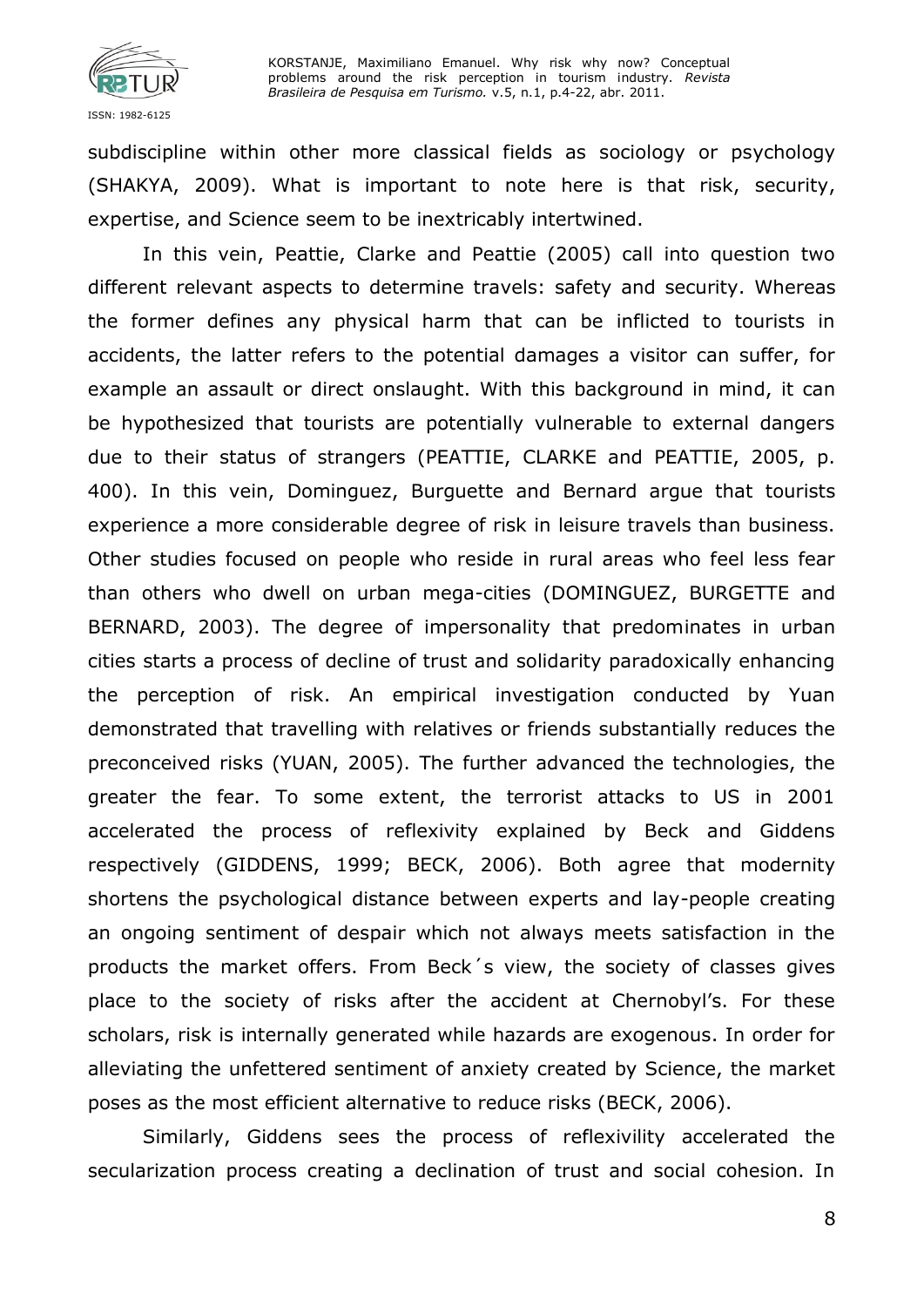subdiscipline within other more classical fields as sociology or psychology (SHAKYA, 2009). What is important to note here is that risk, security, expertise, and Science seem to be inextricably intertwined.

In this vein, Peattie, Clarke and Peattie (2005) call into question two different relevant aspects to determine travels: safety and security. Whereas the former defines any physical harm that can be inflicted to tourists in accidents, the latter refers to the potential damages a visitor can suffer, for example an assault or direct onslaught. With this background in mind, it can be hypothesized that tourists are potentially vulnerable to external dangers due to their status of strangers (PEATTIE, CLARKE and PEATTIE, 2005, p. 400). In this vein, Dominguez, Burguette and Bernard argue that tourists experience a more considerable degree of risk in leisure travels than business. Other studies focused on people who reside in rural areas who feel less fear than others who dwell on urban mega-cities (DOMINGUEZ, BURGETTE and BERNARD, 2003). The degree of impersonality that predominates in urban cities starts a process of decline of trust and solidarity paradoxically enhancing the perception of risk. An empirical investigation conducted by Yuan demonstrated that travelling with relatives or friends substantially reduces the preconceived risks (YUAN, 2005). The further advanced the technologies, the greater the fear. To some extent, the terrorist attacks to US in 2001 accelerated the process of reflexivity explained by Beck and Giddens respectively (GIDDENS, 1999; BECK, 2006). Both agree that modernity shortens the psychological distance between experts and lay-people creating an ongoing sentiment of despair which not always meets satisfaction in the products the market offers. From Beck´s view, the society of classes gives place to the society of risks after the accident at Chernobyl's. For these scholars, risk is internally generated while hazards are exogenous. In order for alleviating the unfettered sentiment of anxiety created by Science, the market poses as the most efficient alternative to reduce risks (BECK, 2006).

Similarly, Giddens sees the process of reflexivility accelerated the secularization process creating a declination of trust and social cohesion. In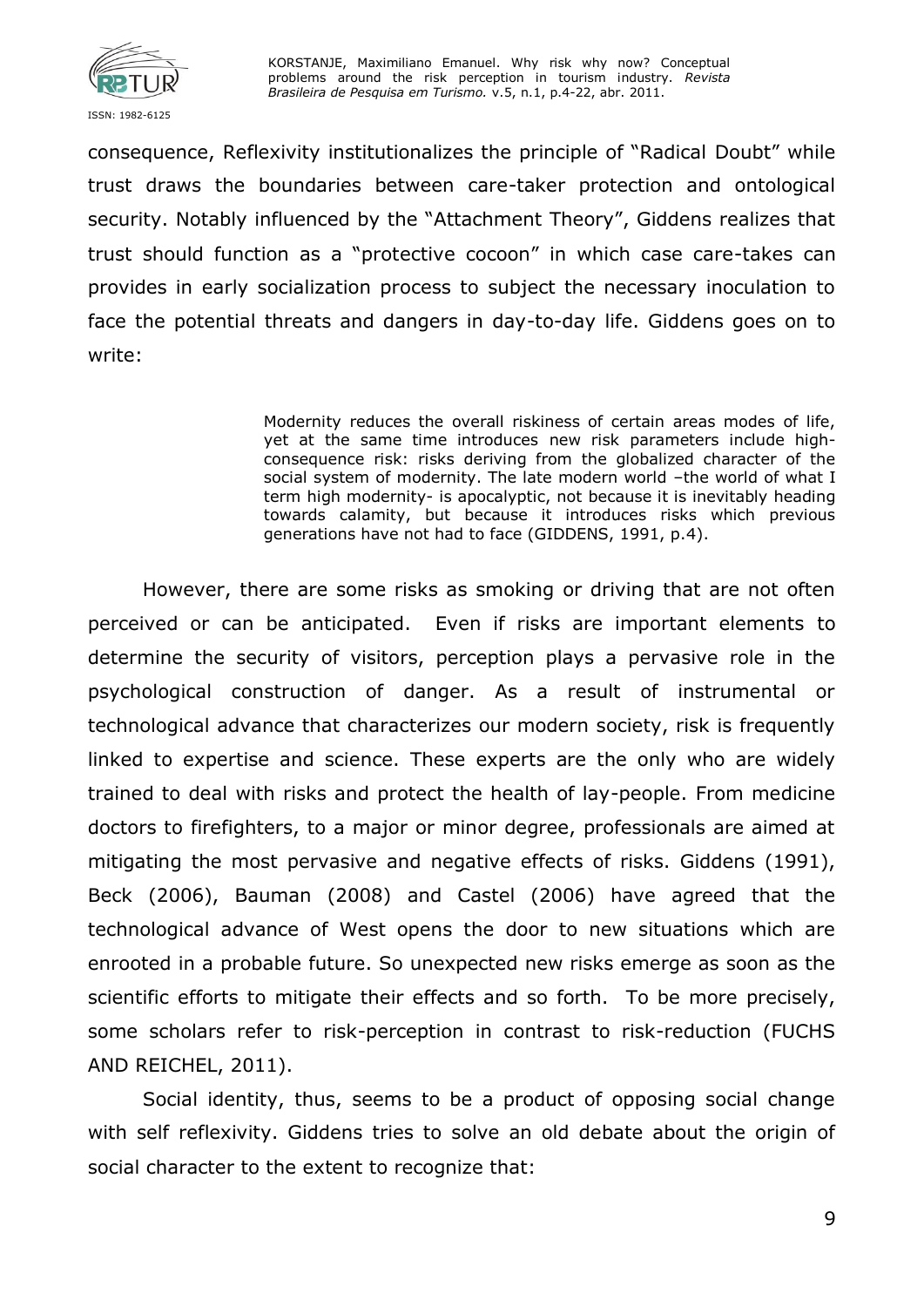consequence, Reflexivity institutionalizes the principle of "Radical Doubt" while trust draws the boundaries between care-taker protection and ontological security. Notably influenced by the "Attachment Theory", Giddens realizes that trust should function as a "protective cocoon" in which case care-takes can provides in early socialization process to subject the necessary inoculation to face the potential threats and dangers in day-to-day life. Giddens goes on to write:

> Modernity reduces the overall riskiness of certain areas modes of life, yet at the same time introduces new risk parameters include high-consequence risk: risks deriving from the globalized character of the social system of modernity. The late modern world –the world of what I term high modernity- is apocalyptic, not because it is inevitably heading towards calamity, but because it introduces risks which previous generations have not had to face (GIDDENS, 1991, p.4).

However, there are some risks as smoking or driving that are not often perceived or can be anticipated. Even if risks are important elements to determine the security of visitors, perception plays a pervasive role in the psychological construction of danger. As a result of instrumental or technological advance that characterizes our modern society, risk is frequently linked to expertise and science. These experts are the only who are widely trained to deal with risks and protect the health of lay-people. From medicine doctors to firefighters, to a major or minor degree, professionals are aimed at mitigating the most pervasive and negative effects of risks. Giddens (1991), Beck (2006), Bauman (2008) and Castel (2006) have agreed that the technological advance of West opens the door to new situations which are enrooted in a probable future. So unexpected new risks emerge as soon as the scientific efforts to mitigate their effects and so forth. To be more precisely, some scholars refer to risk-perception in contrast to risk-reduction (FUCHS AND REICHEL, 2011).

Social identity, thus, seems to be a product of opposing social change with self reflexivity. Giddens tries to solve an old debate about the origin of social character to the extent to recognize that: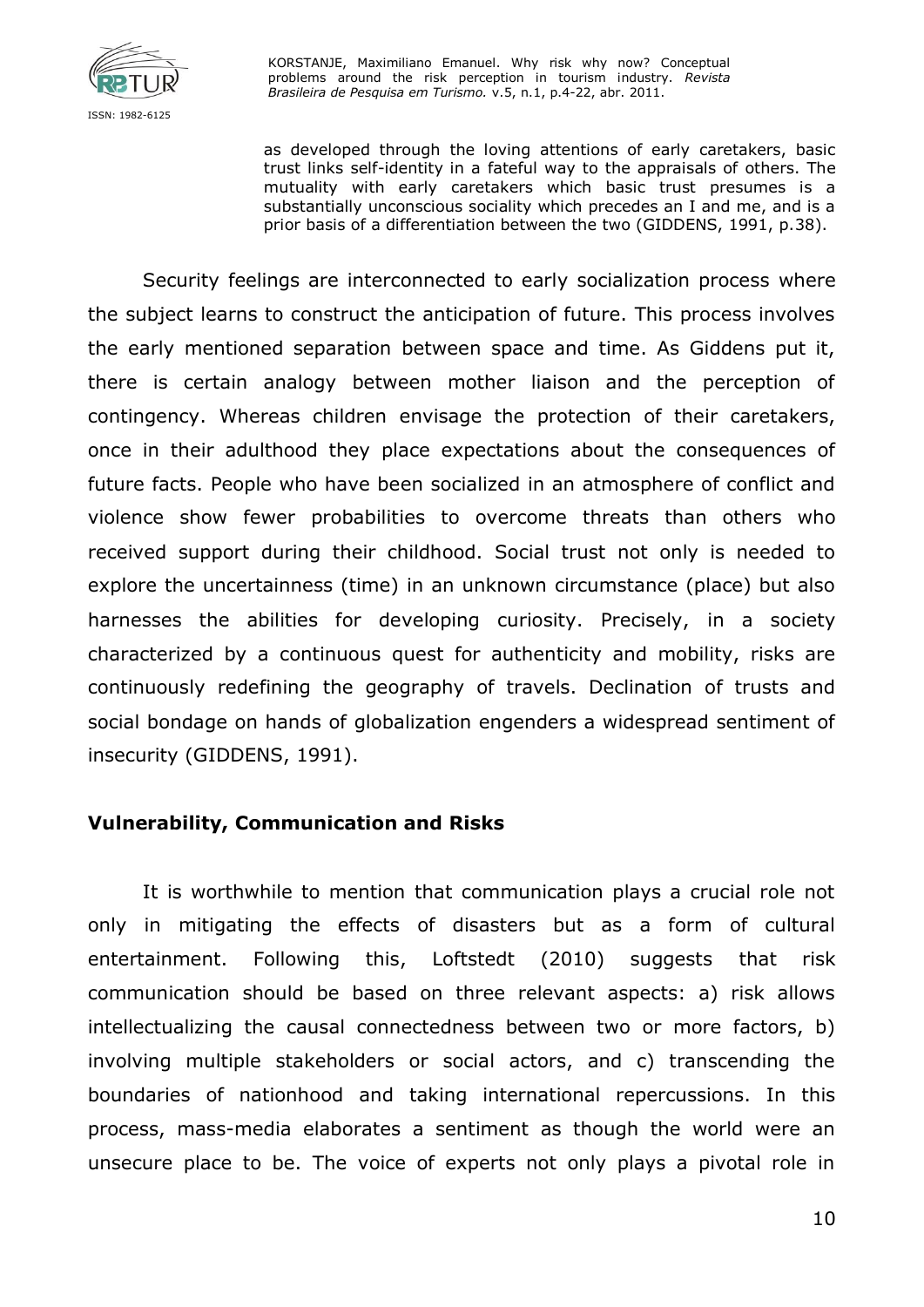> as developed through the loving attentions of early caretakers, basic trust links self-identity in a fateful way to the appraisals of others. The mutuality with early caretakers which basic trust presumes is a substantially unconscious sociality which precedes an I and me, and is a prior basis of a differentiation between the two (GIDDENS, 1991, p.38).

Security feelings are interconnected to early socialization process where the subject learns to construct the anticipation of future. This process involves the early mentioned separation between space and time. As Giddens put it, there is certain analogy between mother liaison and the perception of contingency. Whereas children envisage the protection of their caretakers, once in their adulthood they place expectations about the consequences of future facts. People who have been socialized in an atmosphere of conflict and violence show fewer probabilities to overcome threats than others who received support during their childhood. Social trust not only is needed to explore the uncertainness (time) in an unknown circumstance (place) but also harnesses the abilities for developing curiosity. Precisely, in a society characterized by a continuous quest for authenticity and mobility, risks are continuously redefining the geography of travels. Declination of trusts and social bondage on hands of globalization engenders a widespread sentiment of insecurity (GIDDENS, 1991).

## Vulnerability, Communication and Risks

It is worthwhile to mention that communication plays a crucial role not only in mitigating the effects of disasters but as a form of cultural entertainment. Following this, Loftstedt (2010) suggests that risk communication should be based on three relevant aspects: a) risk allows intellectualizing the causal connectedness between two or more factors, b) involving multiple stakeholders or social actors, and c) transcending the boundaries of nationhood and taking international repercussions. In this process, mass-media elaborates a sentiment as though the world were an unsecure place to be. The voice of experts not only plays a pivotal role in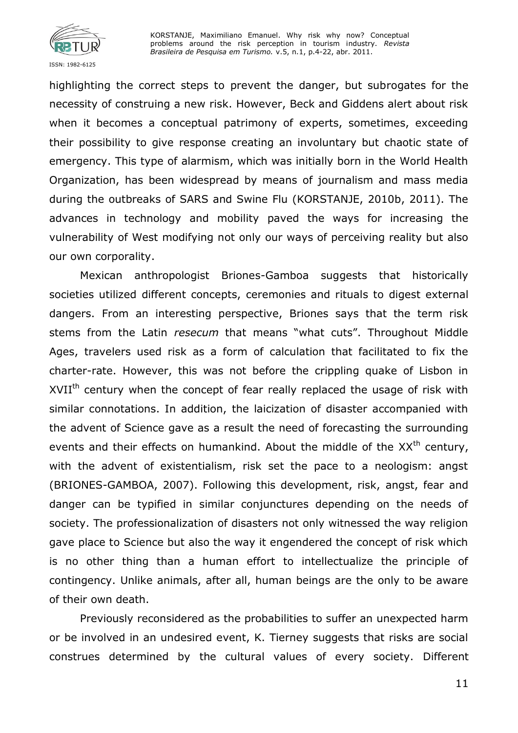highlighting the correct steps to prevent the danger, but subrogates for the necessity of construing a new risk. However, Beck and Giddens alert about risk when it becomes a conceptual patrimony of experts, sometimes, exceeding their possibility to give response creating an involuntary but chaotic state of emergency. This type of alarmism, which was initially born in the World Health Organization, has been widespread by means of journalism and mass media during the outbreaks of SARS and Swine Flu (KORSTANJE, 2010b, 2011). The advances in technology and mobility paved the ways for increasing the vulnerability of West modifying not only our ways of perceiving reality but also our own corporality.

Mexican anthropologist Briones-Gamboa suggests that historically societies utilized different concepts, ceremonies and rituals to digest external dangers. From an interesting perspective, Briones says that the term risk stems from the Latin *resecum* that means "what cuts". Throughout Middle Ages, travelers used risk as a form of calculation that facilitated to fix the charter-rate. However, this was not before the crippling quake of Lisbon in XVII[th] century when the concept of fear really replaced the usage of risk with similar connotations. In addition, the laicization of disaster accompanied with the advent of Science gave as a result the need of forecasting the surrounding events and their effects on humankind. About the middle of the XX[th] century, with the advent of existentialism, risk set the pace to a neologism: angst (BRIONES-GAMBOA, 2007). Following this development, risk, angst, fear and danger can be typified in similar conjunctures depending on the needs of society. The professionalization of disasters not only witnessed the way religion gave place to Science but also the way it engendered the concept of risk which is no other thing than a human effort to intellectualize the principle of contingency. Unlike animals, after all, human beings are the only to be aware of their own death.

Previously reconsidered as the probabilities to suffer an unexpected harm or be involved in an undesired event, K. Tierney suggests that risks are social construes determined by the cultural values of every society. Different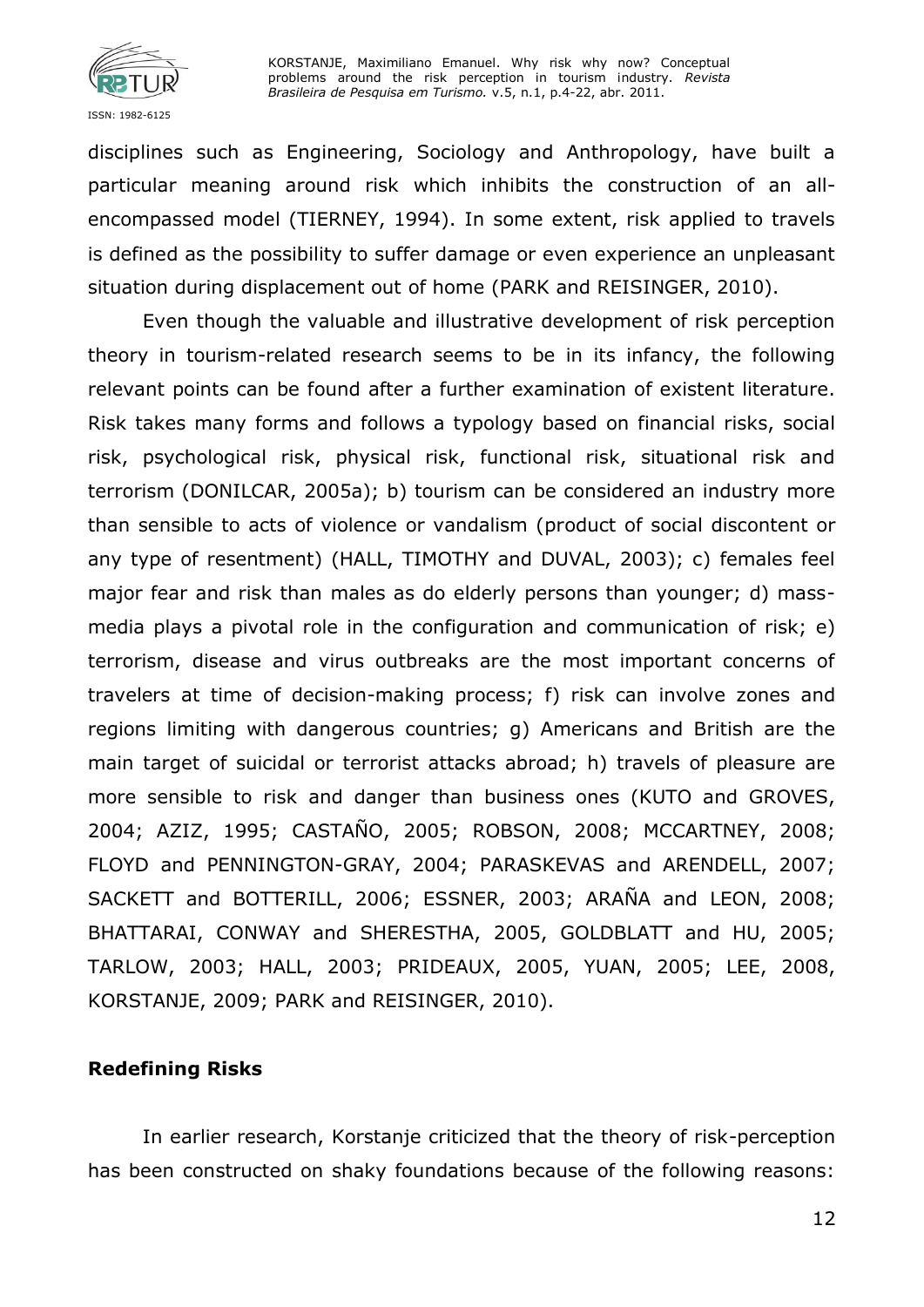disciplines such as Engineering, Sociology and Anthropology, have built a particular meaning around risk which inhibits the construction of an all-encompassed model (TIERNEY, 1994). In some extent, risk applied to travels is defined as the possibility to suffer damage or even experience an unpleasant situation during displacement out of home (PARK and REISINGER, 2010).

Even though the valuable and illustrative development of risk perception theory in tourism-related research seems to be in its infancy, the following relevant points can be found after a further examination of existent literature. Risk takes many forms and follows a typology based on financial risks, social risk, psychological risk, physical risk, functional risk, situational risk and terrorism (DONILCAR, 2005a); b) tourism can be considered an industry more than sensible to acts of violence or vandalism (product of social discontent or any type of resentment) (HALL, TIMOTHY and DUVAL, 2003); c) females feel major fear and risk than males as do elderly persons than younger; d) mass-media plays a pivotal role in the configuration and communication of risk; e) terrorism, disease and virus outbreaks are the most important concerns of travelers at time of decision-making process; f) risk can involve zones and regions limiting with dangerous countries; g) Americans and British are the main target of suicidal or terrorist attacks abroad; h) travels of pleasure are more sensible to risk and danger than business ones (KUTO and GROVES, 2004; AZIZ, 1995; CASTAÑO, 2005; ROBSON, 2008; MCCARTNEY, 2008; FLOYD and PENNINGTON-GRAY, 2004; PARASKEVAS and ARENDELL, 2007; SACKETT and BOTTERILL, 2006; ESSNER, 2003; ARAÑA and LEON, 2008; BHATTARAI, CONWAY and SHERESTHA, 2005, GOLDBLATT and HU, 2005; TARLOW, 2003; HALL, 2003; PRIDEAUX, 2005, YUAN, 2005; LEE, 2008, KORSTANJE, 2009; PARK and REISINGER, 2010).

## Redefining Risks

In earlier research, Korstanje criticized that the theory of risk-perception has been constructed on shaky foundations because of the following reasons: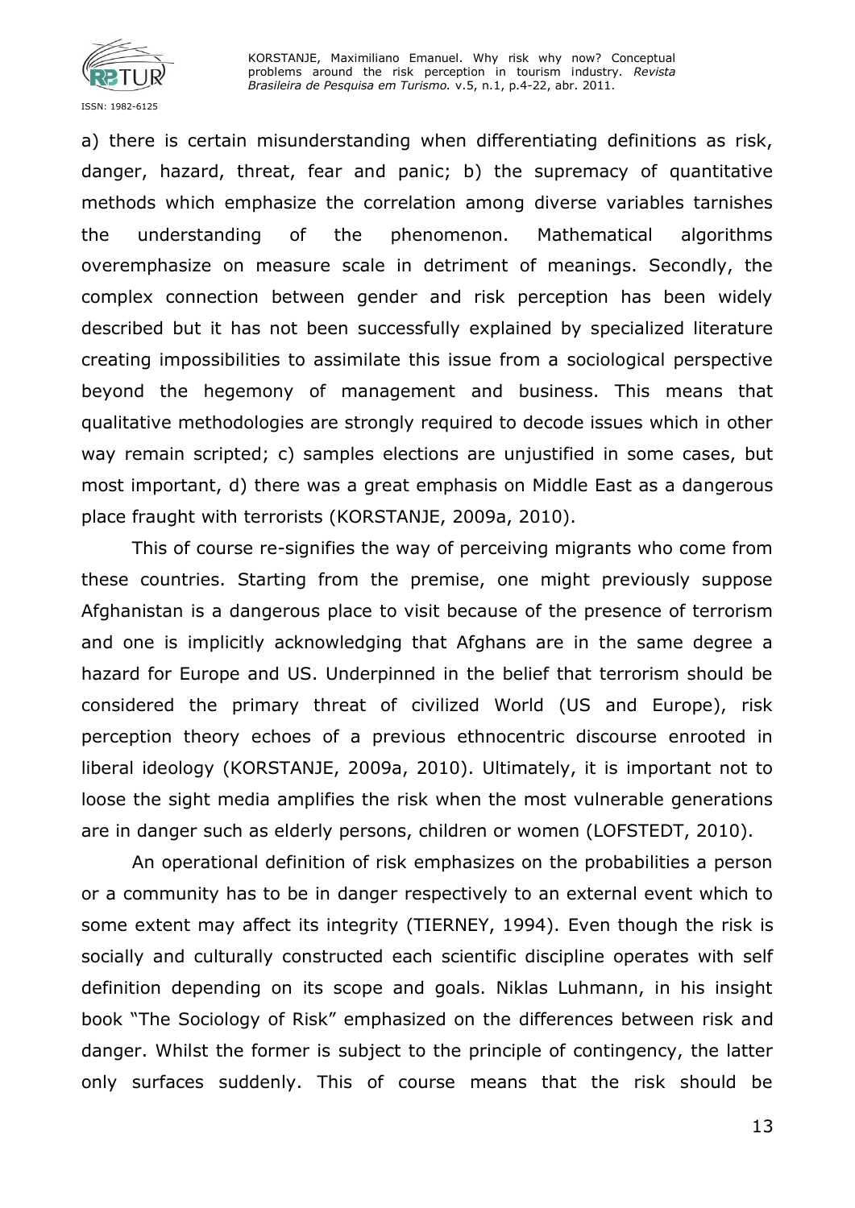a) there is certain misunderstanding when differentiating definitions as risk, danger, hazard, threat, fear and panic; b) the supremacy of quantitative methods which emphasize the correlation among diverse variables tarnishes the understanding of the phenomenon. Mathematical algorithms overemphasize on measure scale in detriment of meanings. Secondly, the complex connection between gender and risk perception has been widely described but it has not been successfully explained by specialized literature creating impossibilities to assimilate this issue from a sociological perspective beyond the hegemony of management and business. This means that qualitative methodologies are strongly required to decode issues which in other way remain scripted; c) samples elections are unjustified in some cases, but most important, d) there was a great emphasis on Middle East as a dangerous place fraught with terrorists (KORSTANJE, 2009a, 2010).

This of course re-signifies the way of perceiving migrants who come from these countries. Starting from the premise, one might previously suppose Afghanistan is a dangerous place to visit because of the presence of terrorism and one is implicitly acknowledging that Afghans are in the same degree a hazard for Europe and US. Underpinned in the belief that terrorism should be considered the primary threat of civilized World (US and Europe), risk perception theory echoes of a previous ethnocentric discourse enrooted in liberal ideology (KORSTANJE, 2009a, 2010). Ultimately, it is important not to loose the sight media amplifies the risk when the most vulnerable generations are in danger such as elderly persons, children or women (LOFSTEDT, 2010).

An operational definition of risk emphasizes on the probabilities a person or a community has to be in danger respectively to an external event which to some extent may affect its integrity (TIERNEY, 1994). Even though the risk is socially and culturally constructed each scientific discipline operates with self definition depending on its scope and goals. Niklas Luhmann, in his insight book "The Sociology of Risk" emphasized on the differences between risk and danger. Whilst the former is subject to the principle of contingency, the latter only surfaces suddenly. This of course means that the risk should be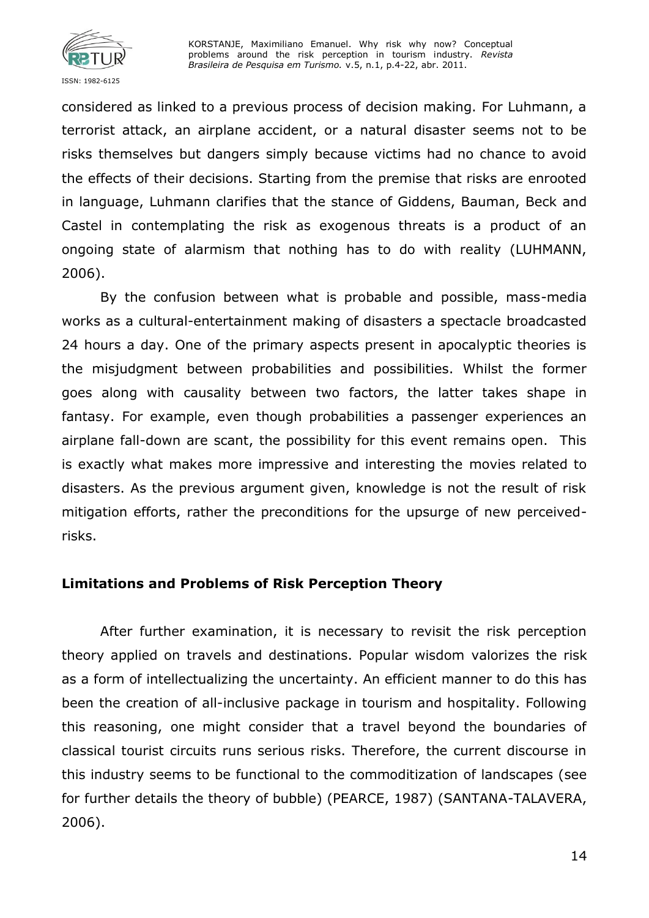considered as linked to a previous process of decision making. For Luhmann, a terrorist attack, an airplane accident, or a natural disaster seems not to be risks themselves but dangers simply because victims had no chance to avoid the effects of their decisions. Starting from the premise that risks are enrooted in language, Luhmann clarifies that the stance of Giddens, Bauman, Beck and Castel in contemplating the risk as exogenous threats is a product of an ongoing state of alarmism that nothing has to do with reality (LUHMANN, 2006).

By the confusion between what is probable and possible, mass-media works as a cultural-entertainment making of disasters a spectacle broadcasted 24 hours a day. One of the primary aspects present in apocalyptic theories is the misjudgment between probabilities and possibilities. Whilst the former goes along with causality between two factors, the latter takes shape in fantasy. For example, even though probabilities a passenger experiences an airplane fall-down are scant, the possibility for this event remains open. This is exactly what makes more impressive and interesting the movies related to disasters. As the previous argument given, knowledge is not the result of risk mitigation efforts, rather the preconditions for the upsurge of new perceived-risks.

## Limitations and Problems of Risk Perception Theory

After further examination, it is necessary to revisit the risk perception theory applied on travels and destinations. Popular wisdom valorizes the risk as a form of intellectualizing the uncertainty. An efficient manner to do this has been the creation of all-inclusive package in tourism and hospitality. Following this reasoning, one might consider that a travel beyond the boundaries of classical tourist circuits runs serious risks. Therefore, the current discourse in this industry seems to be functional to the commoditization of landscapes (see for further details the theory of bubble) (PEARCE, 1987) (SANTANA-TALAVERA, 2006).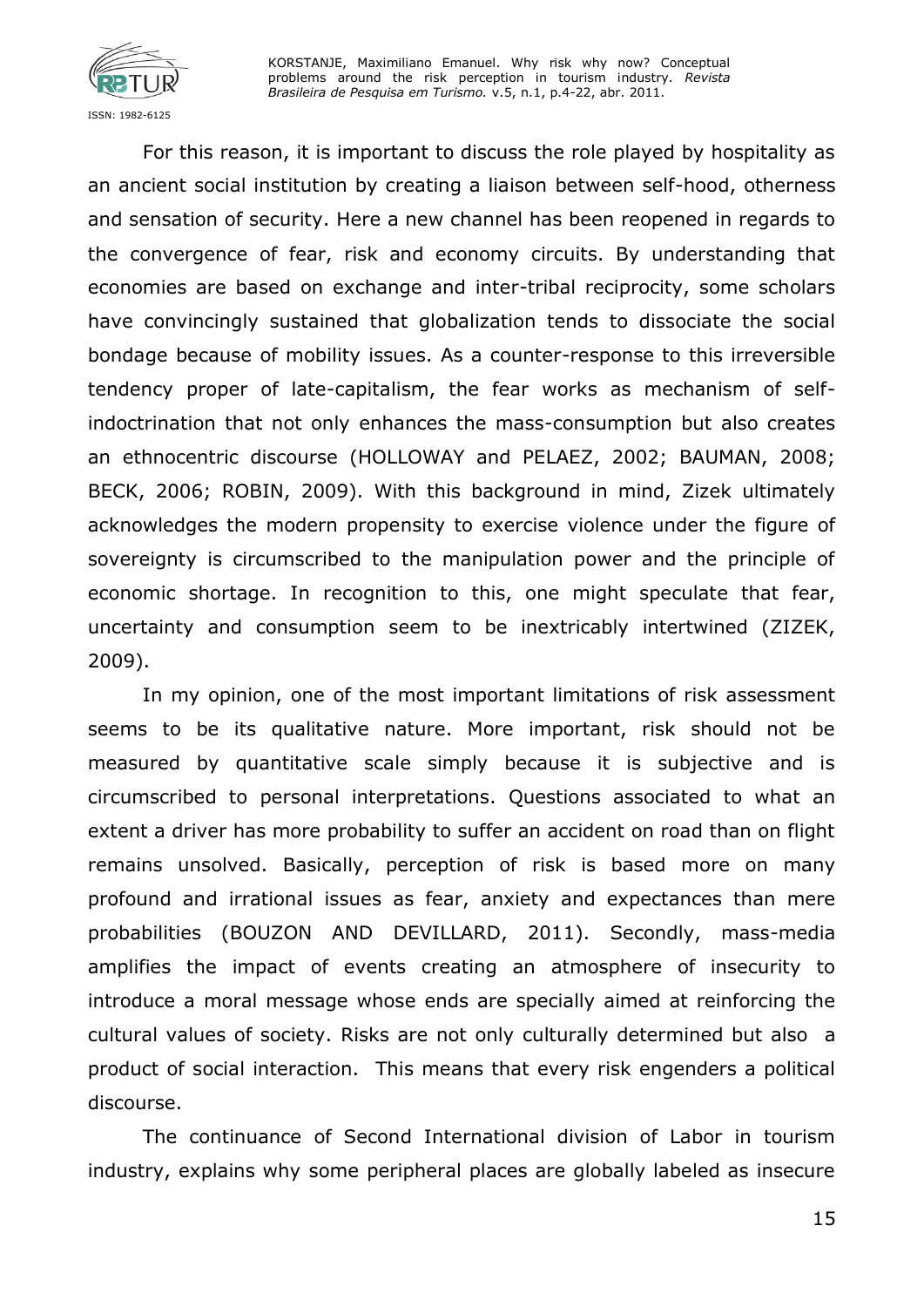For this reason, it is important to discuss the role played by hospitality as an ancient social institution by creating a liaison between self-hood, otherness and sensation of security. Here a new channel has been reopened in regards to the convergence of fear, risk and economy circuits. By understanding that economies are based on exchange and inter-tribal reciprocity, some scholars have convincingly sustained that globalization tends to dissociate the social bondage because of mobility issues. As a counter-response to this irreversible tendency proper of late-capitalism, the fear works as mechanism of self-indoctrination that not only enhances the mass-consumption but also creates an ethnocentric discourse (HOLLOWAY and PELAEZ, 2002; BAUMAN, 2008; BECK, 2006; ROBIN, 2009). With this background in mind, Zizek ultimately acknowledges the modern propensity to exercise violence under the figure of sovereignty is circumscribed to the manipulation power and the principle of economic shortage. In recognition to this, one might speculate that fear, uncertainty and consumption seem to be inextricably intertwined (ZIZEK, 2009).

In my opinion, one of the most important limitations of risk assessment seems to be its qualitative nature. More important, risk should not be measured by quantitative scale simply because it is subjective and is circumscribed to personal interpretations. Questions associated to what an extent a driver has more probability to suffer an accident on road than on flight remains unsolved. Basically, perception of risk is based more on many profound and irrational issues as fear, anxiety and expectances than mere probabilities (BOUZON AND DEVILLARD, 2011). Secondly, mass-media amplifies the impact of events creating an atmosphere of insecurity to introduce a moral message whose ends are specially aimed at reinforcing the cultural values of society. Risks are not only culturally determined but also a product of social interaction. This means that every risk engenders a political discourse.

The continuance of Second International division of Labor in tourism industry, explains why some peripheral places are globally labeled as insecure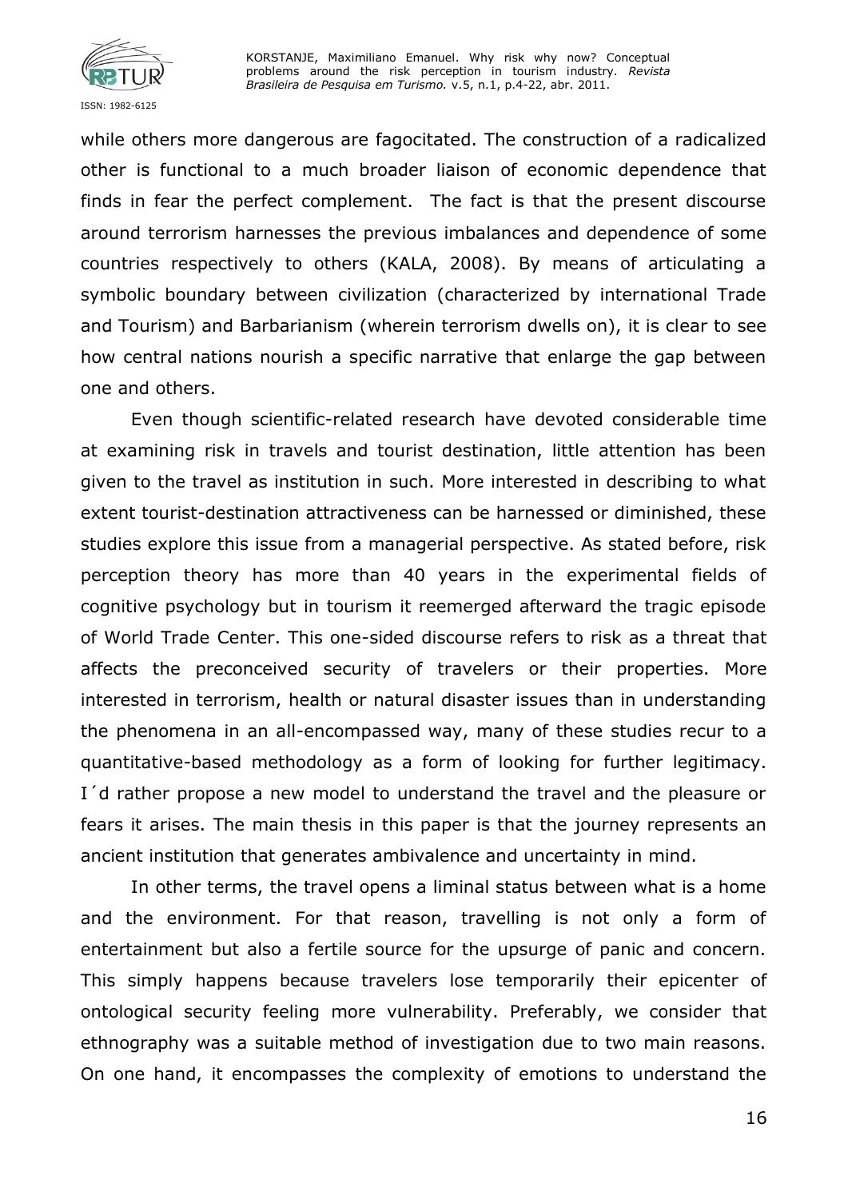while others more dangerous are fagocitated. The construction of a radicalized other is functional to a much broader liaison of economic dependence that finds in fear the perfect complement. The fact is that the present discourse around terrorism harnesses the previous imbalances and dependence of some countries respectively to others (KALA, 2008). By means of articulating a symbolic boundary between civilization (characterized by international Trade and Tourism) and Barbarianism (wherein terrorism dwells on), it is clear to see how central nations nourish a specific narrative that enlarge the gap between one and others.

Even though scientific-related research have devoted considerable time at examining risk in travels and tourist destination, little attention has been given to the travel as institution in such. More interested in describing to what extent tourist-destination attractiveness can be harnessed or diminished, these studies explore this issue from a managerial perspective. As stated before, risk perception theory has more than 40 years in the experimental fields of cognitive psychology but in tourism it reemerged afterward the tragic episode of World Trade Center. This one-sided discourse refers to risk as a threat that affects the preconceived security of travelers or their properties. More interested in terrorism, health or natural disaster issues than in understanding the phenomena in an all-encompassed way, many of these studies recur to a quantitative-based methodology as a form of looking for further legitimacy. I´d rather propose a new model to understand the travel and the pleasure or fears it arises. The main thesis in this paper is that the journey represents an ancient institution that generates ambivalence and uncertainty in mind.

In other terms, the travel opens a liminal status between what is a home and the environment. For that reason, travelling is not only a form of entertainment but also a fertile source for the upsurge of panic and concern. This simply happens because travelers lose temporarily their epicenter of ontological security feeling more vulnerability. Preferably, we consider that ethnography was a suitable method of investigation due to two main reasons. On one hand, it encompasses the complexity of emotions to understand the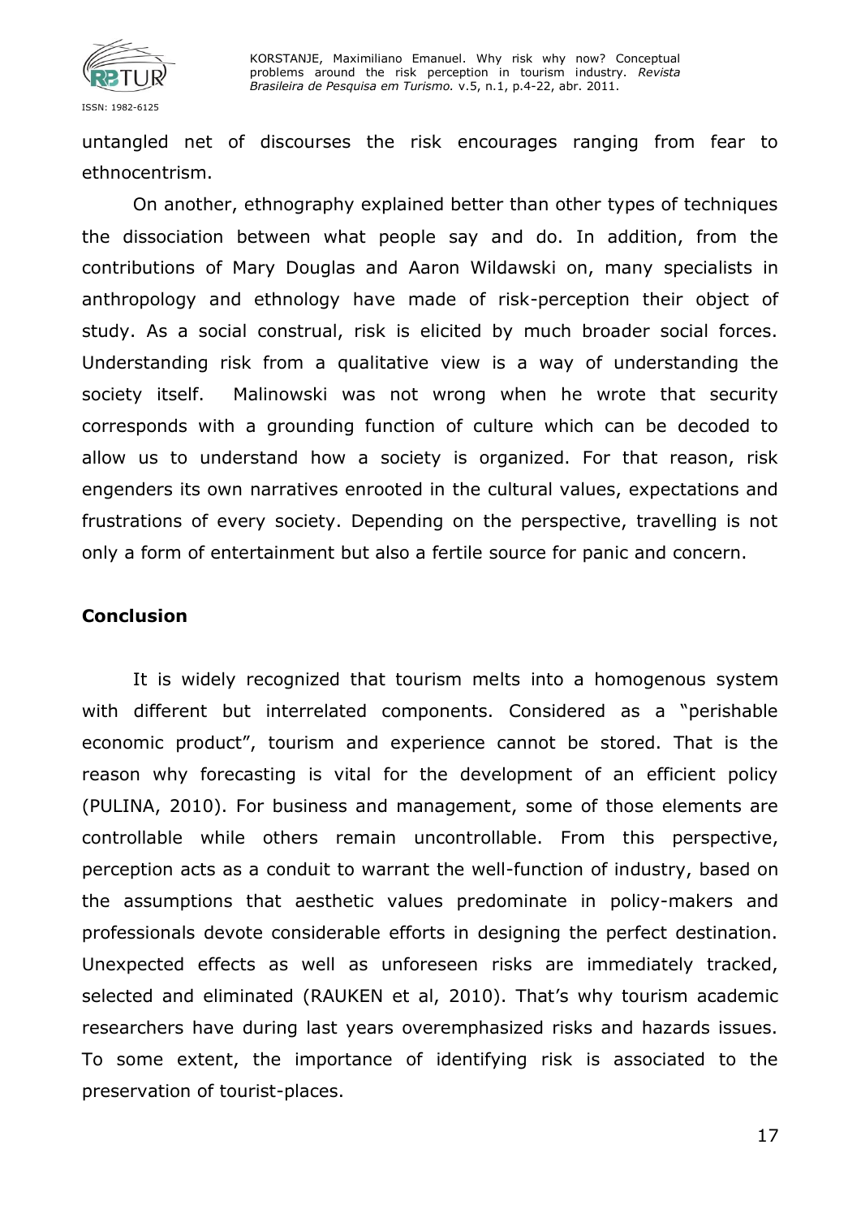untangled net of discourses the risk encourages ranging from fear to ethnocentrism.

On another, ethnography explained better than other types of techniques the dissociation between what people say and do. In addition, from the contributions of Mary Douglas and Aaron Wildawski on, many specialists in anthropology and ethnology have made of risk-perception their object of study. As a social construal, risk is elicited by much broader social forces. Understanding risk from a qualitative view is a way of understanding the society itself. Malinowski was not wrong when he wrote that security corresponds with a grounding function of culture which can be decoded to allow us to understand how a society is organized. For that reason, risk engenders its own narratives enrooted in the cultural values, expectations and frustrations of every society. Depending on the perspective, travelling is not only a form of entertainment but also a fertile source for panic and concern.

## Conclusion

It is widely recognized that tourism melts into a homogenous system with different but interrelated components. Considered as a "perishable economic product", tourism and experience cannot be stored. That is the reason why forecasting is vital for the development of an efficient policy (PULINA, 2010). For business and management, some of those elements are controllable while others remain uncontrollable. From this perspective, perception acts as a conduit to warrant the well-function of industry, based on the assumptions that aesthetic values predominate in policy-makers and professionals devote considerable efforts in designing the perfect destination. Unexpected effects as well as unforeseen risks are immediately tracked, selected and eliminated (RAUKEN et al, 2010). That's why tourism academic researchers have during last years overemphasized risks and hazards issues. To some extent, the importance of identifying risk is associated to the preservation of tourist-places.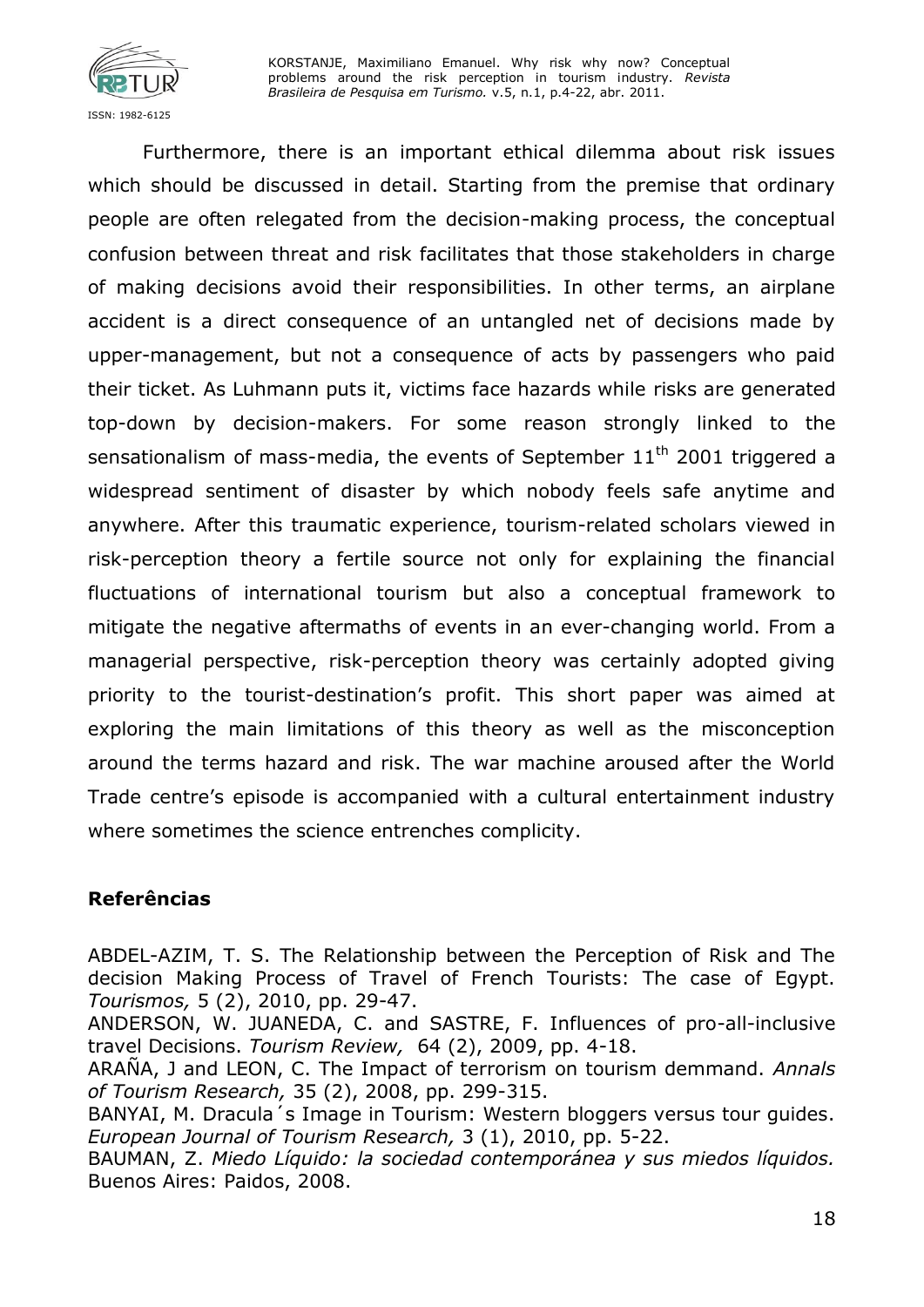Furthermore, there is an important ethical dilemma about risk issues which should be discussed in detail. Starting from the premise that ordinary people are often relegated from the decision-making process, the conceptual confusion between threat and risk facilitates that those stakeholders in charge of making decisions avoid their responsibilities. In other terms, an airplane accident is a direct consequence of an untangled net of decisions made by upper-management, but not a consequence of acts by passengers who paid their ticket. As Luhmann puts it, victims face hazards while risks are generated top-down by decision-makers. For some reason strongly linked to the sensationalism of mass-media, the events of September 11[th] 2001 triggered a widespread sentiment of disaster by which nobody feels safe anytime and anywhere. After this traumatic experience, tourism-related scholars viewed in risk-perception theory a fertile source not only for explaining the financial fluctuations of international tourism but also a conceptual framework to mitigate the negative aftermaths of events in an ever-changing world. From a managerial perspective, risk-perception theory was certainly adopted giving priority to the tourist-destination's profit. This short paper was aimed at exploring the main limitations of this theory as well as the misconception around the terms hazard and risk. The war machine aroused after the World Trade centre's episode is accompanied with a cultural entertainment industry where sometimes the science entrenches complicity.

## Referências

ABDEL-AZIM, T. S. The Relationship between the Perception of Risk and The decision Making Process of Travel of French Tourists: The case of Egypt. *Tourismos,* 5 (2), 2010, pp. 29-47.

ANDERSON, W. JUANEDA, C. and SASTRE, F. Influences of pro-all-inclusive travel Decisions. *Tourism Review,* 64 (2), 2009, pp. 4-18.

ARAÑA, J and LEON, C. The Impact of terrorism on tourism demmand. *Annals of Tourism Research,* 35 (2), 2008, pp. 299-315.

BANYAI, M. Dracula´s Image in Tourism: Western bloggers versus tour guides. *European Journal of Tourism Research,* 3 (1), 2010, pp. 5-22.

BAUMAN, Z. *Miedo Líquido: la sociedad contemporánea y sus miedos líquidos.* Buenos Aires: Paidos, 2008.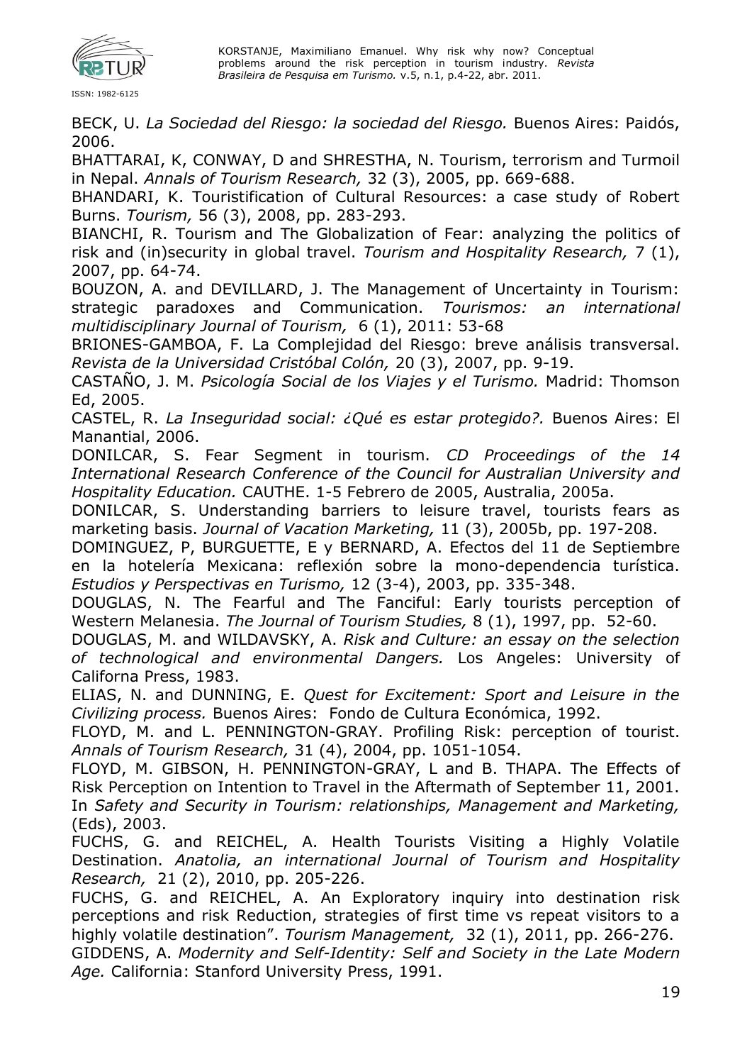BECK, U. *La Sociedad del Riesgo: la sociedad del Riesgo.* Buenos Aires: Paidós, 2006.

BHATTARAI, K, CONWAY, D and SHRESTHA, N. Tourism, terrorism and Turmoil in Nepal. *Annals of Tourism Research,* 32 (3), 2005, pp. 669-688.

BHANDARI, K. Touristification of Cultural Resources: a case study of Robert Burns. *Tourism,* 56 (3), 2008, pp. 283-293.

BIANCHI, R. Tourism and The Globalization of Fear: analyzing the politics of risk and (in)security in global travel. *Tourism and Hospitality Research,* 7 (1), 2007, pp. 64-74.

BOUZON, A. and DEVILLARD, J. The Management of Uncertainty in Tourism: strategic paradoxes and Communication. *Tourismos: an international multidisciplinary Journal of Tourism,* 6 (1), 2011: 53-68

BRIONES-GAMBOA, F. La Complejidad del Riesgo: breve análisis transversal. *Revista de la Universidad Cristóbal Colón,* 20 (3), 2007, pp. 9-19.

CASTAÑO, J. M. *Psicología Social de los Viajes y el Turismo.* Madrid: Thomson Ed, 2005.

CASTEL, R. *La Inseguridad social: ¿Qué es estar protegido?.* Buenos Aires: El Manantial, 2006.

DONILCAR, S. Fear Segment in tourism. *CD Proceedings of the 14 International Research Conference of the Council for Australian University and Hospitality Education.* CAUTHE. 1-5 Febrero de 2005, Australia, 2005a.

DONILCAR, S. Understanding barriers to leisure travel, tourists fears as marketing basis. *Journal of Vacation Marketing,* 11 (3), 2005b, pp. 197-208.

DOMINGUEZ, P, BURGUETTE, E y BERNARD, A. Efectos del 11 de Septiembre en la hotelería Mexicana: reflexión sobre la mono-dependencia turística. *Estudios y Perspectivas en Turismo,* 12 (3-4), 2003, pp. 335-348.

DOUGLAS, N. The Fearful and The Fanciful: Early tourists perception of Western Melanesia. *The Journal of Tourism Studies,* 8 (1), 1997, pp. 52-60.

DOUGLAS, M. and WILDAVSKY, A. *Risk and Culture: an essay on the selection of technological and environmental Dangers.* Los Angeles: University of Californa Press, 1983.

ELIAS, N. and DUNNING, E. *Quest for Excitement: Sport and Leisure in the Civilizing process.* Buenos Aires: Fondo de Cultura Económica, 1992.

FLOYD, M. and L. PENNINGTON-GRAY. Profiling Risk: perception of tourist. *Annals of Tourism Research,* 31 (4), 2004, pp. 1051-1054.

FLOYD, M. GIBSON, H. PENNINGTON-GRAY, L and B. THAPA. The Effects of Risk Perception on Intention to Travel in the Aftermath of September 11, 2001. In *Safety and Security in Tourism: relationships, Management and Marketing,* (Eds), 2003.

FUCHS, G. and REICHEL, A. Health Tourists Visiting a Highly Volatile Destination. *Anatolia, an international Journal of Tourism and Hospitality Research,* 21 (2), 2010, pp. 205-226.

FUCHS, G. and REICHEL, A. An Exploratory inquiry into destination risk perceptions and risk Reduction, strategies of first time vs repeat visitors to a highly volatile destination". *Tourism Management,* 32 (1), 2011, pp. 266-276.

GIDDENS, A. *Modernity and Self-Identity: Self and Society in the Late Modern Age.* California: Stanford University Press, 1991.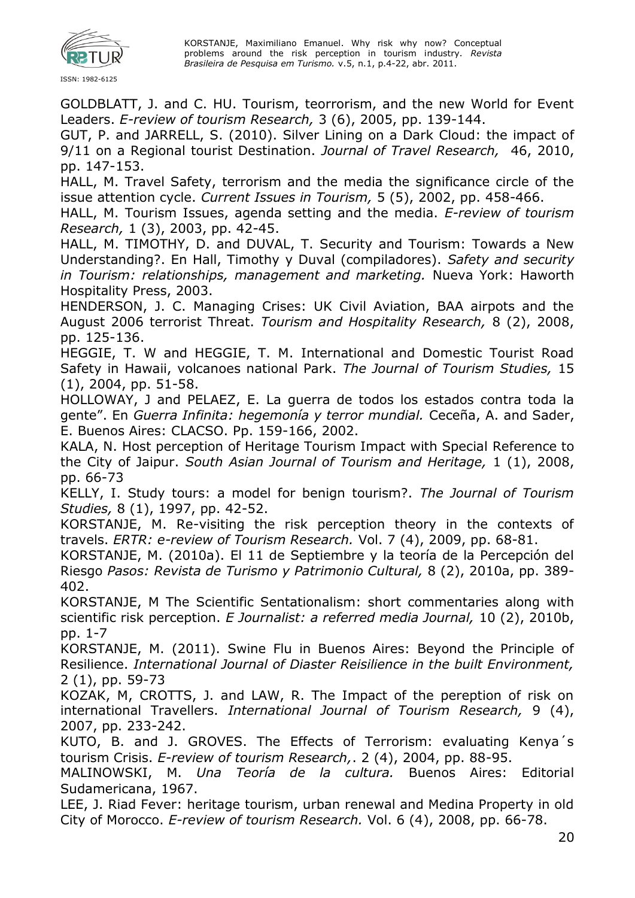GOLDBLATT, J. and C. HU. Tourism, teorrorism, and the new World for Event Leaders. *E-review of tourism Research,* 3 (6), 2005, pp. 139-144.

GUT, P. and JARRELL, S. (2010). Silver Lining on a Dark Cloud: the impact of 9/11 on a Regional tourist Destination. *Journal of Travel Research,* 46, 2010, pp. 147-153.

HALL, M. Travel Safety, terrorism and the media the significance circle of the issue attention cycle. *Current Issues in Tourism,* 5 (5), 2002, pp. 458-466.

HALL, M. Tourism Issues, agenda setting and the media. *E-review of tourism Research,* 1 (3), 2003, pp. 42-45.

HALL, M. TIMOTHY, D. and DUVAL, T. Security and Tourism: Towards a New Understanding?. En Hall, Timothy y Duval (compiladores). *Safety and security in Tourism: relationships, management and marketing.* Nueva York: Haworth Hospitality Press, 2003.

HENDERSON, J. C. Managing Crises: UK Civil Aviation, BAA airpots and the August 2006 terrorist Threat. *Tourism and Hospitality Research,* 8 (2), 2008, pp. 125-136.

HEGGIE, T. W and HEGGIE, T. M. International and Domestic Tourist Road Safety in Hawaii, volcanoes national Park. *The Journal of Tourism Studies,* 15 (1), 2004, pp. 51-58.

HOLLOWAY, J and PELAEZ, E. La guerra de todos los estados contra toda la gente". En *Guerra Infinita: hegemonía y terror mundial.* Ceceña, A. and Sader, E. Buenos Aires: CLACSO. Pp. 159-166, 2002.

KALA, N. Host perception of Heritage Tourism Impact with Special Reference to the City of Jaipur. *South Asian Journal of Tourism and Heritage,* 1 (1), 2008, pp. 66-73

KELLY, I. Study tours: a model for benign tourism?. *The Journal of Tourism Studies,* 8 (1), 1997, pp. 42-52.

KORSTANJE, M. Re-visiting the risk perception theory in the contexts of travels. *ERTR: e-review of Tourism Research.* Vol. 7 (4), 2009, pp. 68-81.

KORSTANJE, M. (2010a). El 11 de Septiembre y la teoría de la Percepción del Riesgo *Pasos: Revista de Turismo y Patrimonio Cultural,* 8 (2), 2010a, pp. 389-402.

KORSTANJE, M The Scientific Sentationalism: short commentaries along with scientific risk perception. *E Journalist: a referred media Journal,* 10 (2), 2010b, pp. 1-7

KORSTANJE, M. (2011). Swine Flu in Buenos Aires: Beyond the Principle of Resilience. *International Journal of Diaster Reisilience in the built Environment,* 2 (1), pp. 59-73

KOZAK, M, CROTTS, J. and LAW, R. The Impact of the pereption of risk on international Travellers. *International Journal of Tourism Research,* 9 (4), 2007, pp. 233-242.

KUTO, B. and J. GROVES. The Effects of Terrorism: evaluating Kenya´s tourism Crisis. *E-review of tourism Research,*. 2 (4), 2004, pp. 88-95.

MALINOWSKI, M. *Una Teoría de la cultura.* Buenos Aires: Editorial Sudamericana, 1967.

LEE, J. Riad Fever: heritage tourism, urban renewal and Medina Property in old City of Morocco. *E-review of tourism Research.* Vol. 6 (4), 2008, pp. 66-78.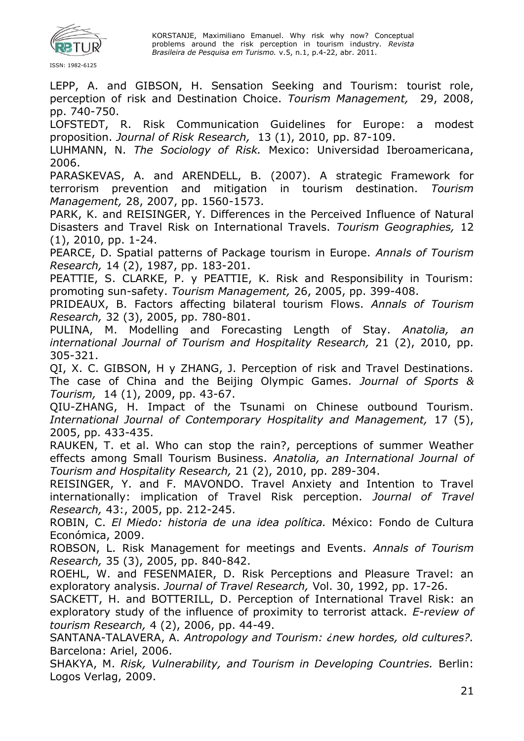LEPP, A. and GIBSON, H. Sensation Seeking and Tourism: tourist role, perception of risk and Destination Choice. *Tourism Management,* 29, 2008, pp. 740-750.

LOFSTEDT, R. Risk Communication Guidelines for Europe: a modest proposition. *Journal of Risk Research,* 13 (1), 2010, pp. 87-109.

LUHMANN, N. *The Sociology of Risk.* Mexico: Universidad Iberoamericana, 2006.

PARASKEVAS, A. and ARENDELL, B. (2007). A strategic Framework for terrorism prevention and mitigation in tourism destination. *Tourism Management,* 28, 2007, pp. 1560-1573.

PARK, K. and REISINGER, Y. Differences in the Perceived Influence of Natural Disasters and Travel Risk on International Travels. *Tourism Geographies,* 12 (1), 2010, pp. 1-24.

PEARCE, D. Spatial patterns of Package tourism in Europe. *Annals of Tourism Research,* 14 (2), 1987, pp. 183-201.

PEATTIE, S. CLARKE, P. y PEATTIE, K. Risk and Responsibility in Tourism: promoting sun-safety. *Tourism Management,* 26, 2005, pp. 399-408.

PRIDEAUX, B. Factors affecting bilateral tourism Flows. *Annals of Tourism Research,* 32 (3), 2005, pp. 780-801.

PULINA, M. Modelling and Forecasting Length of Stay. *Anatolia, an international Journal of Tourism and Hospitality Research,* 21 (2), 2010, pp. 305-321.

QI, X. C. GIBSON, H y ZHANG, J. Perception of risk and Travel Destinations. The case of China and the Beijing Olympic Games. *Journal of Sports & Tourism,* 14 (1), 2009, pp. 43-67.

QIU-ZHANG, H. Impact of the Tsunami on Chinese outbound Tourism. *International Journal of Contemporary Hospitality and Management,* 17 (5), 2005, pp. 433-435.

RAUKEN, T. et al. Who can stop the rain?, perceptions of summer Weather effects among Small Tourism Business. *Anatolia, an International Journal of Tourism and Hospitality Research,* 21 (2), 2010, pp. 289-304.

REISINGER, Y. and F. MAVONDO. Travel Anxiety and Intention to Travel internationally: implication of Travel Risk perception. *Journal of Travel Research,* 43:, 2005, pp. 212-245.

ROBIN, C. *El Miedo: historia de una idea política.* México: Fondo de Cultura Económica, 2009.

ROBSON, L. Risk Management for meetings and Events. *Annals of Tourism Research,* 35 (3), 2005, pp. 840-842.

ROEHL, W. and FESENMAIER, D. Risk Perceptions and Pleasure Travel: an exploratory analysis. *Journal of Travel Research,* Vol. 30, 1992, pp. 17-26.

SACKETT, H. and BOTTERILL, D. Perception of International Travel Risk: an exploratory study of the influence of proximity to terrorist attack. *E-review of tourism Research,* 4 (2), 2006, pp. 44-49.

SANTANA-TALAVERA, A. *Antropology and Tourism: ¿new hordes, old cultures?.* Barcelona: Ariel, 2006.

SHAKYA, M. *Risk, Vulnerability, and Tourism in Developing Countries.* Berlin: Logos Verlag, 2009.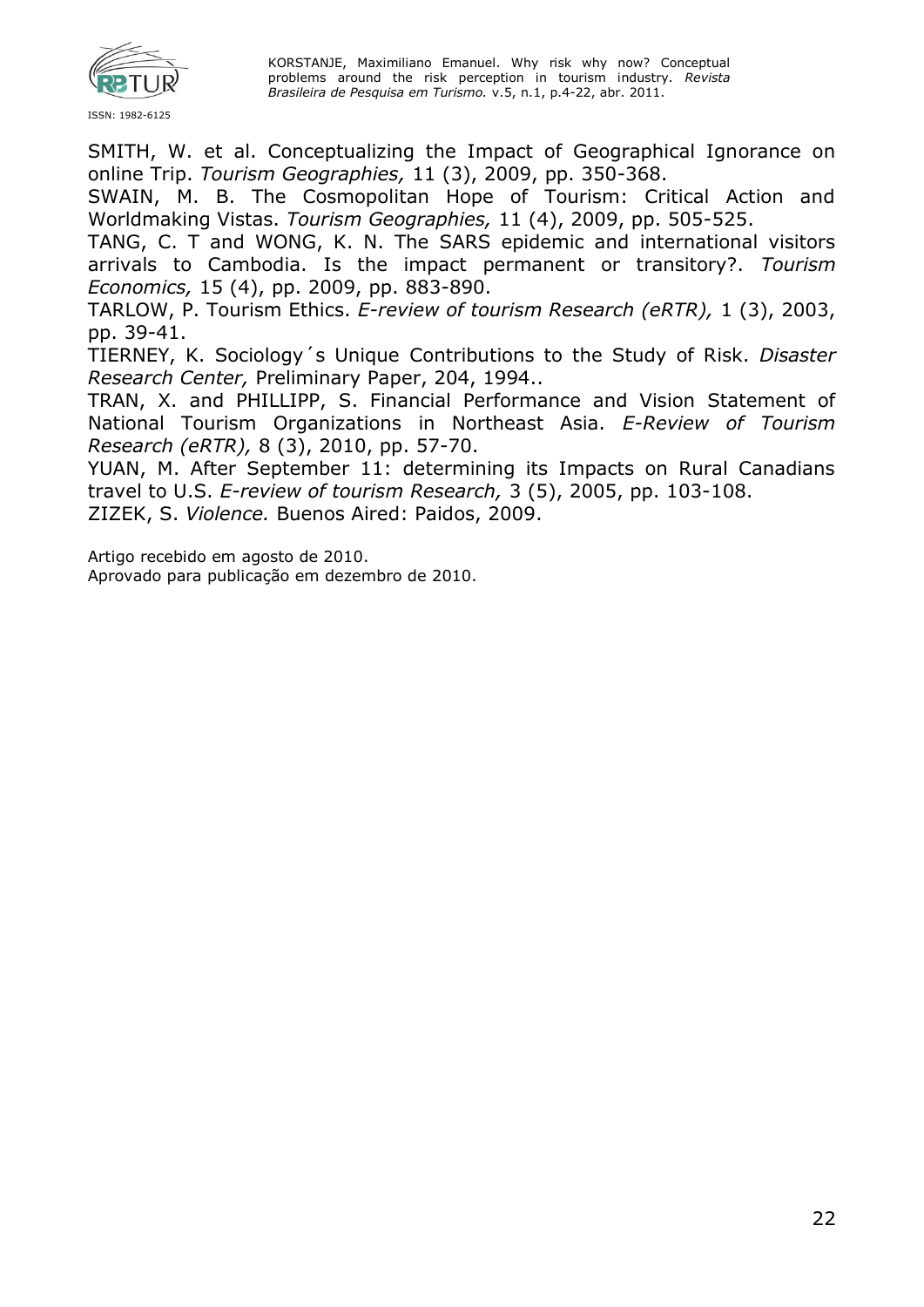SMITH, W. et al. Conceptualizing the Impact of Geographical Ignorance on online Trip. *Tourism Geographies,* 11 (3), 2009, pp. 350-368.

SWAIN, M. B. The Cosmopolitan Hope of Tourism: Critical Action and Worldmaking Vistas. *Tourism Geographies,* 11 (4), 2009, pp. 505-525.

TANG, C. T and WONG, K. N. The SARS epidemic and international visitors arrivals to Cambodia. Is the impact permanent or transitory?. *Tourism Economics,* 15 (4), pp. 2009, pp. 883-890.

TARLOW, P. Tourism Ethics. *E-review of tourism Research (eRTR),* 1 (3), 2003, pp. 39-41.

TIERNEY, K. Sociology´s Unique Contributions to the Study of Risk. *Disaster Research Center,* Preliminary Paper, 204, 1994..

TRAN, X. and PHILLIPP, S. Financial Performance and Vision Statement of National Tourism Organizations in Northeast Asia. *E-Review of Tourism Research (eRTR),* 8 (3), 2010, pp. 57-70.

YUAN, M. After September 11: determining its Impacts on Rural Canadians travel to U.S. *E-review of tourism Research,* 3 (5), 2005, pp. 103-108.

ZIZEK, S. *Violence.* Buenos Aired: Paidos, 2009.

Artigo recebido em agosto de 2010.
Aprovado para publicação em dezembro de 2010.